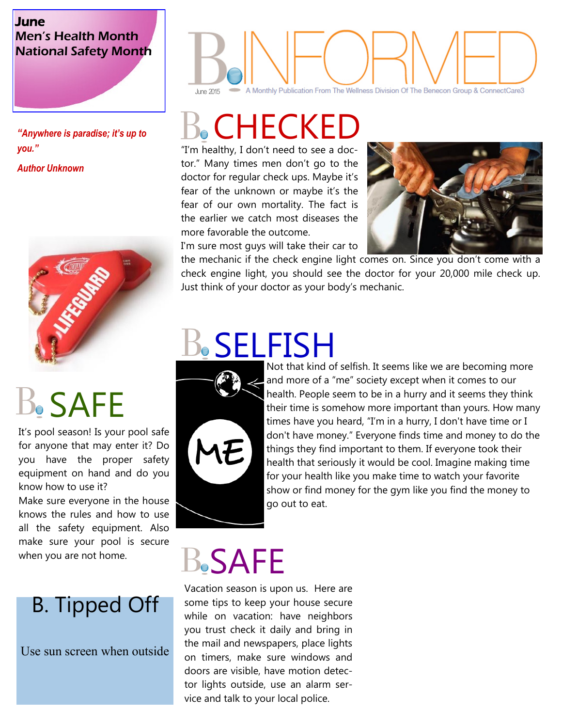**June**
**Men's Health Month**
**National Safety Month**

# B.INFORMED

June 2015 — A Monthly Publication From The Wellness Division Of The Benecon Group & ConnectCare3

*"Anywhere is paradise; it's up to you."*

*Author Unknown*

## B. CHECKED

"I'm healthy, I don't need to see a doctor." Many times men don't go to the doctor for regular check ups. Maybe it's fear of the unknown or maybe it's the fear of our own mortality. The fact is the earlier we catch most diseases the more favorable the outcome.

I'm sure most guys will take their car to the mechanic if the check engine light comes on. Since you don't come with a check engine light, you should see the doctor for your 20,000 mile check up. Just think of your doctor as your body's mechanic.

## B. SAFE

It's pool season! Is your pool safe for anyone that may enter it? Do you have the proper safety equipment on hand and do you know how to use it?

Make sure everyone in the house knows the rules and how to use all the safety equipment. Also make sure your pool is secure when you are not home.

## B. SELFISH

Not that kind of selfish. It seems like we are becoming more and more of a "me" society except when it comes to our health. People seem to be in a hurry and it seems they think their time is somehow more important than yours. How many times have you heard, "I'm in a hurry, I don't have time or I don't have money." Everyone finds time and money to do the things they find important to them. If everyone took their health that seriously it would be cool. Imagine making time for your health like you make time to watch your favorite show or find money for the gym like you find the money to go out to eat.

## B. Tipped Off

Use sun screen when outside

## B. SAFE

Vacation season is upon us. Here are some tips to keep your house secure while on vacation: have neighbors you trust check it daily and bring in the mail and newspapers, place lights on timers, make sure windows and doors are visible, have motion detector lights outside, use an alarm service and talk to your local police.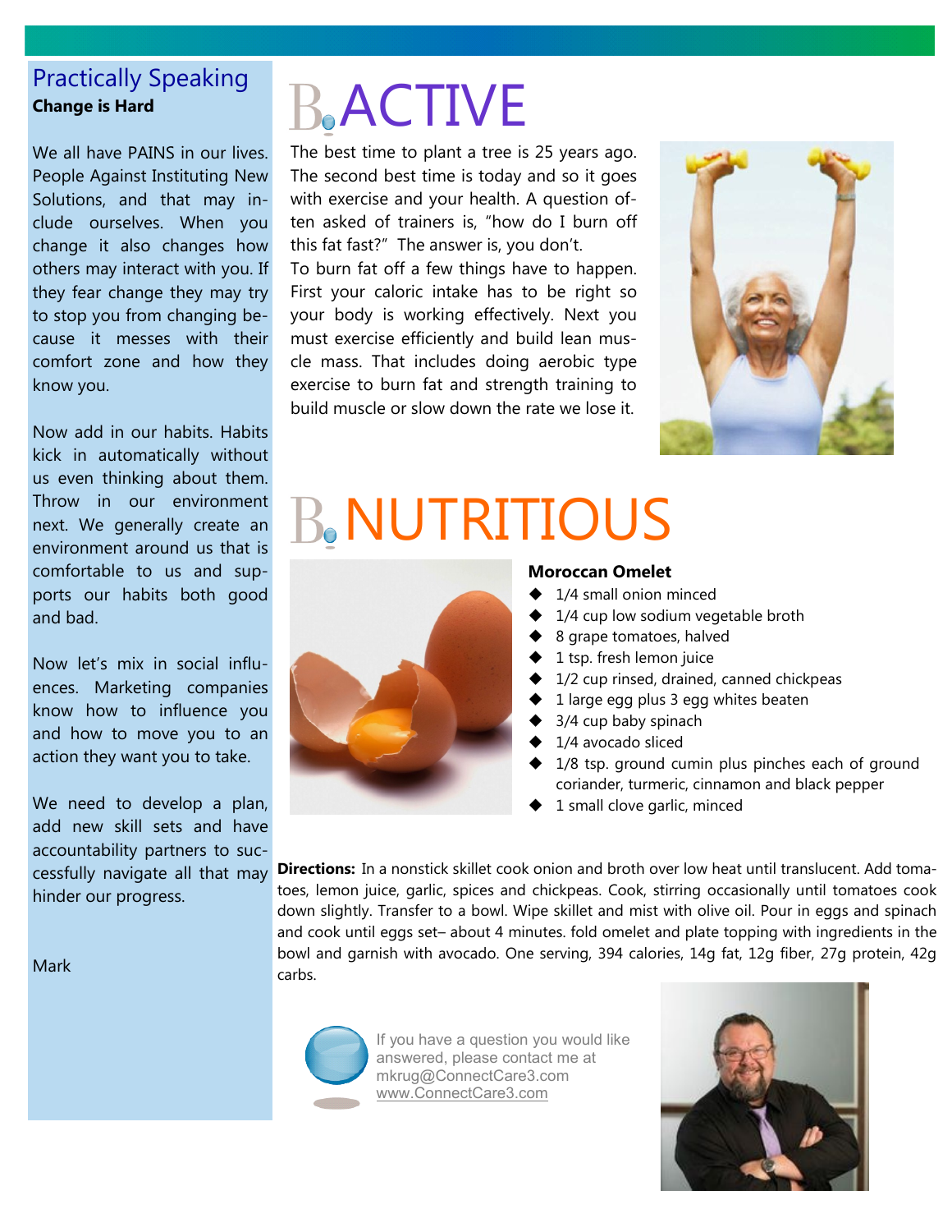## Practically Speaking

**Change is Hard**

We all have PAINS in our lives. People Against Instituting New Solutions, and that may include ourselves. When you change it also changes how others may interact with you. If they fear change they may try to stop you from changing because it messes with their comfort zone and how they know you.

Now add in our habits. Habits kick in automatically without us even thinking about them. Throw in our environment next. We generally create an environment around us that is comfortable to us and supports our habits both good and bad.

Now let's mix in social influences. Marketing companies know how to influence you and how to move you to an action they want you to take.

We need to develop a plan, add new skill sets and have accountability partners to successfully navigate all that may hinder our progress.

Mark

# B. ACTIVE

The best time to plant a tree is 25 years ago. The second best time is today and so it goes with exercise and your health. A question often asked of trainers is, "how do I burn off this fat fast?" The answer is, you don't.

To burn fat off a few things have to happen. First your caloric intake has to be right so your body is working effectively. Next you must exercise efficiently and build lean muscle mass. That includes doing aerobic type exercise to burn fat and strength training to build muscle or slow down the rate we lose it.

# B. NUTRITIOUS

**Moroccan Omelet**

- 1/4 small onion minced
- 1/4 cup low sodium vegetable broth
- 8 grape tomatoes, halved
- 1 tsp. fresh lemon juice
- 1/2 cup rinsed, drained, canned chickpeas
- 1 large egg plus 3 egg whites beaten
- 3/4 cup baby spinach
- 1/4 avocado sliced
- 1/8 tsp. ground cumin plus pinches each of ground coriander, turmeric, cinnamon and black pepper
- 1 small clove garlic, minced

**Directions:** In a nonstick skillet cook onion and broth over low heat until translucent. Add tomatoes, lemon juice, garlic, spices and chickpeas. Cook, stirring occasionally until tomatoes cook down slightly. Transfer to a bowl. Wipe skillet and mist with olive oil. Pour in eggs and spinach and cook until eggs set– about 4 minutes. fold omelet and plate topping with ingredients in the bowl and garnish with avocado. One serving, 394 calories, 14g fat, 12g fiber, 27g protein, 42g carbs.

If you have a question you would like answered, please contact me at mkrug@ConnectCare3.com www.ConnectCare3.com